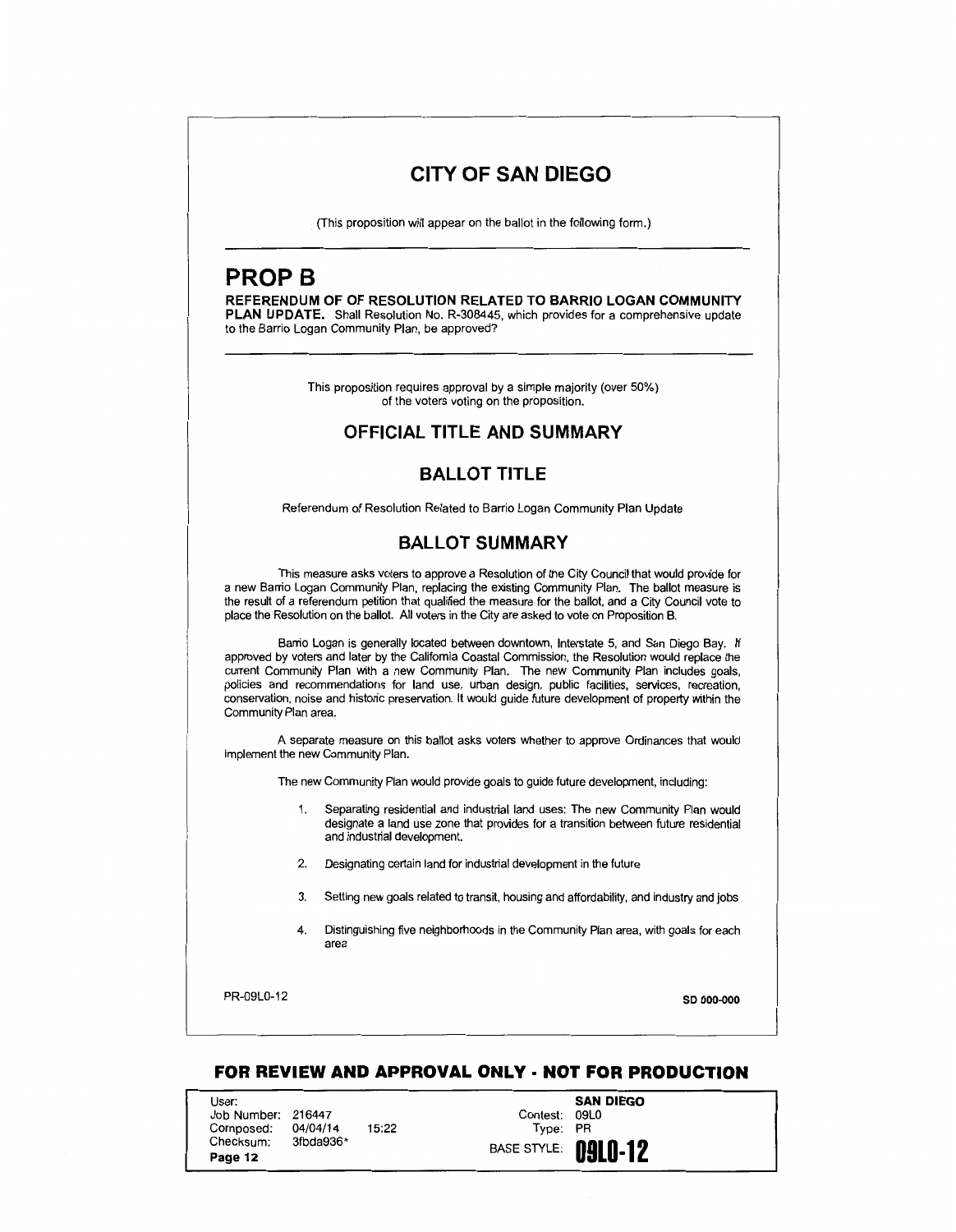# CITY OF SAN DIEGO

(This proposition will appear on the ballot in the following form.)

## PROP B

**REFERENDUM OF OF RESOLUTION RELATED TO BARRIO LOGAN COMMUNITY PLAN UPDATE.** Shall Resolution No. R-308445, which provides for a comprehensive update to the Barrio Logan Community Plan, be approved?

This proposition requires approval by a simple majority (over 50%) of the voters voting on the proposition.

## OFFICIAL TITLE AND SUMMARY

### BALLOT TITLE

Referendum of Resolution Related to Barrio Logan Community Plan Update

### BALLOT SUMMARY

This measure asks voters to approve a Resolution of the City Council that would provide for a new Barrio Logan Community Plan, replacing the existing Community Plan. The ballot measure is the result of a referendum petition that qualified the measure for the ballot, and a City Council vote to place the Resolution on the ballot. All voters in the City are asked to vote on Proposition B.

Barrio Logan is generally located between downtown, Interstate 5, and San Diego Bay. If approved by voters and later by the California Coastal Commission, the Resolution would replace the current Community Plan with a new Community Plan. The new Community Plan includes goals, policies and recommendations for land use, urban design, public facilities, services, recreation, conservation, noise and historic preservation. It would guide future development of property within the Community Plan area.

A separate measure on this ballot asks voters whether to approve Ordinances that would implement the new Community Plan.

The new Community Plan would provide goals to guide future development, including:

1. Separating residential and industrial land uses: The new Community Plan would designate a land use zone that provides for a transition between future residential and industrial development.
2. Designating certain land for industrial development in the future
3. Setting new goals related to transit, housing and affordability, and industry and jobs
4. Distinguishing five neighborhoods in the Community Plan area, with goals for each area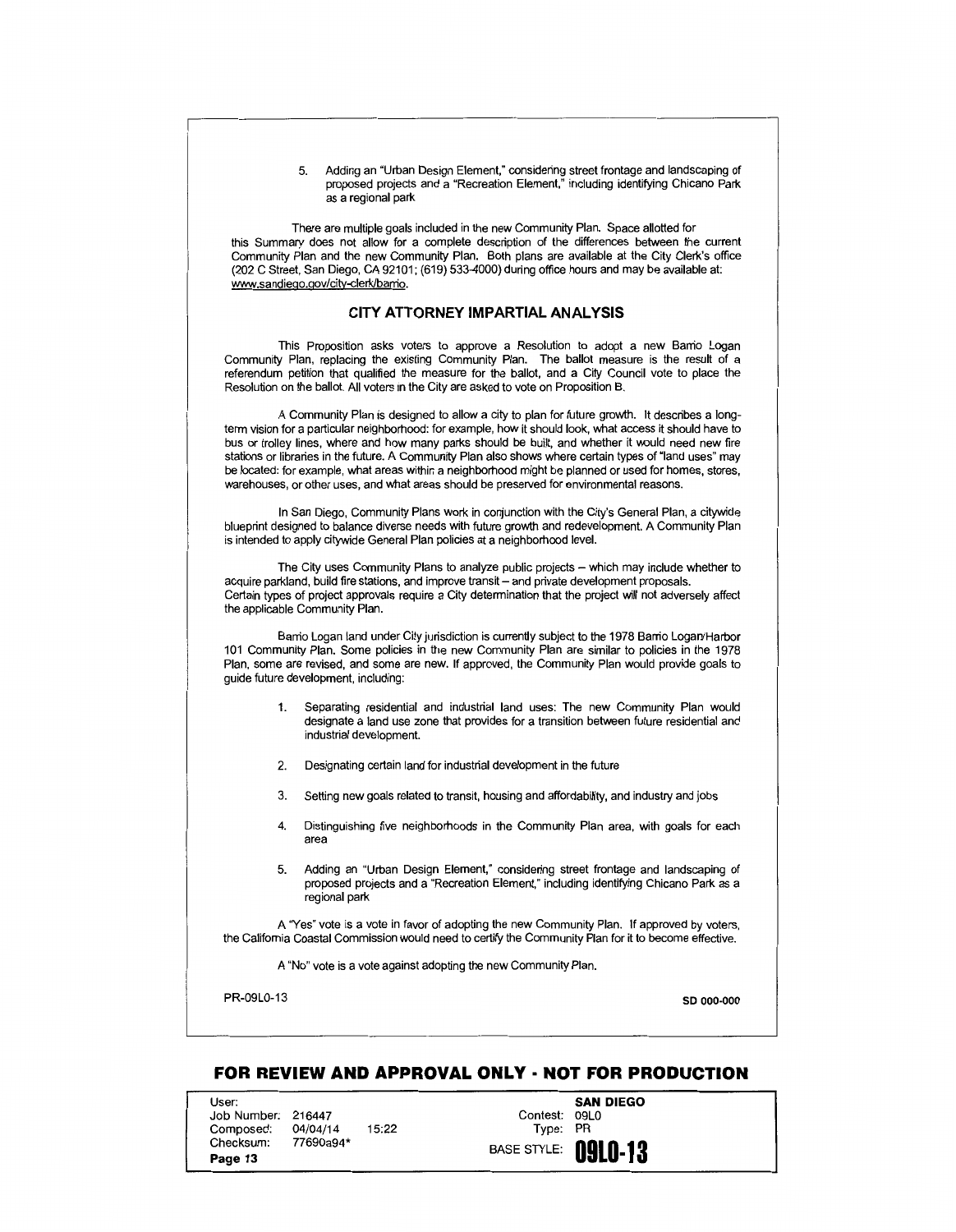5. Adding an "Urban Design Element," considering street frontage and landscaping of proposed projects and a "Recreation Element," including identifying Chicano Park as a regional park

There are multiple goals included in the new Community Plan. Space allotted for this Summary does not allow for a complete description of the differences between the current Community Plan and the new Community Plan. Both plans are available at the City Clerk's office (202 C Street, San Diego, CA 92101; (619) 533-4000) during office hours and may be available at: www.sandiego.gov/city-clerk/barrio.

## CITY ATTORNEY IMPARTIAL ANALYSIS

This Proposition asks voters to approve a Resolution to adopt a new Barrio Logan Community Plan, replacing the existing Community Plan. The ballot measure is the result of a referendum petition that qualified the measure for the ballot, and a City Council vote to place the Resolution on the ballot. All voters in the City are asked to vote on Proposition B.

A Community Plan is designed to allow a city to plan for future growth. It describes a long-term vision for a particular neighborhood: for example, how it should look, what access it should have to bus or trolley lines, where and how many parks should be built, and whether it would need new fire stations or libraries in the future. A Community Plan also shows where certain types of "land uses" may be located: for example, what areas within a neighborhood might be planned or used for homes, stores, warehouses, or other uses, and what areas should be preserved for environmental reasons.

In San Diego, Community Plans work in conjunction with the City's General Plan, a citywide blueprint designed to balance diverse needs with future growth and redevelopment. A Community Plan is intended to apply citywide General Plan policies at a neighborhood level.

The City uses Community Plans to analyze public projects – which may include whether to acquire parkland, build fire stations, and improve transit – and private development proposals. Certain types of project approvals require a City determination that the project will not adversely affect the applicable Community Plan.

Barrio Logan land under City jurisdiction is currently subject to the 1978 Barrio Logan/Harbor 101 Community Plan. Some policies in the new Community Plan are similar to policies in the 1978 Plan, some are revised, and some are new. If approved, the Community Plan would provide goals to guide future development, including:

1. Separating residential and industrial land uses: The new Community Plan would designate a land use zone that provides for a transition between future residential and industrial development.
2. Designating certain land for industrial development in the future
3. Setting new goals related to transit, housing and affordability, and industry and jobs
4. Distinguishing five neighborhoods in the Community Plan area, with goals for each area
5. Adding an "Urban Design Element," considering street frontage and landscaping of proposed projects and a "Recreation Element," including identifying Chicano Park as a regional park

A "Yes" vote is a vote in favor of adopting the new Community Plan. If approved by voters, the California Coastal Commission would need to certify the Community Plan for it to become effective.

A "No" vote is a vote against adopting the new Community Plan.

PR-09L0-13 SD 000-000

**FOR REVIEW AND APPROVAL ONLY - NOT FOR PRODUCTION**

| | | | |
|---|---|---|---|
| User: | | | **SAN DIEGO** |
| Job Number: | 216447 | Contest: | 09L0 |
| Composed: | 04/04/14 15:22 | Type: | PR |
| Checksum: | 77690a94* | BASE STYLE: | **09L0-13** |
| **Page 13** | | | |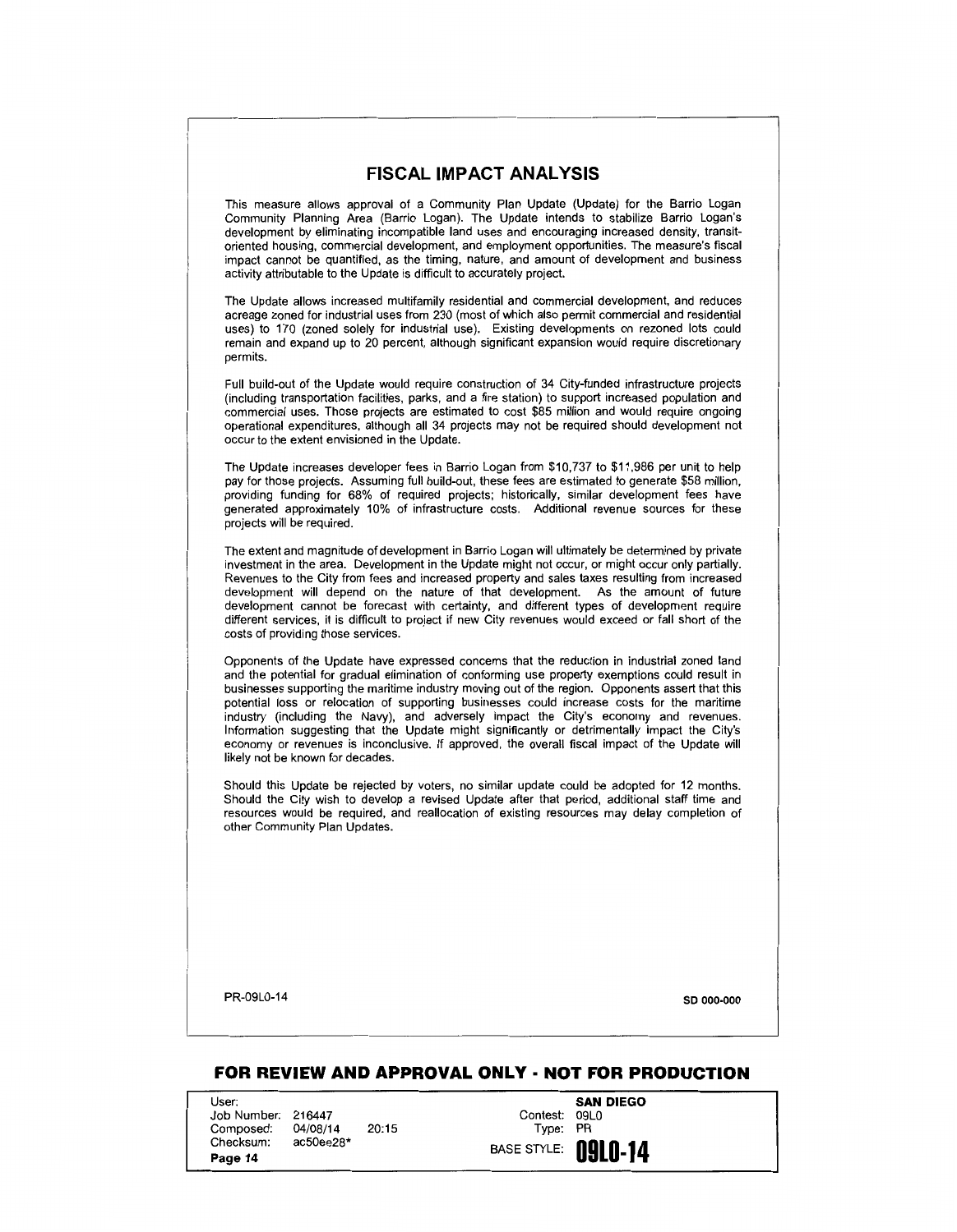## FISCAL IMPACT ANALYSIS

This measure allows approval of a Community Plan Update (Update) for the Barrio Logan Community Planning Area (Barrio Logan). The Update intends to stabilize Barrio Logan's development by eliminating incompatible land uses and encouraging increased density, transit-oriented housing, commercial development, and employment opportunities. The measure's fiscal impact cannot be quantified, as the timing, nature, and amount of development and business activity attributable to the Update is difficult to accurately project.

The Update allows increased multifamily residential and commercial development, and reduces acreage zoned for industrial uses from 230 (most of which also permit commercial and residential uses) to 170 (zoned solely for industrial use). Existing developments on rezoned lots could remain and expand up to 20 percent, although significant expansion would require discretionary permits.

Full build-out of the Update would require construction of 34 City-funded infrastructure projects (including transportation facilities, parks, and a fire station) to support increased population and commercial uses. Those projects are estimated to cost $85 million and would require ongoing operational expenditures, although all 34 projects may not be required should development not occur to the extent envisioned in the Update.

The Update increases developer fees in Barrio Logan from $10,737 to $11,986 per unit to help pay for those projects. Assuming full build-out, these fees are estimated to generate $58 million, providing funding for 68% of required projects; historically, similar development fees have generated approximately 10% of infrastructure costs. Additional revenue sources for these projects will be required.

The extent and magnitude of development in Barrio Logan will ultimately be determined by private investment in the area. Development in the Update might not occur, or might occur only partially. Revenues to the City from fees and increased property and sales taxes resulting from increased development will depend on the nature of that development. As the amount of future development cannot be forecast with certainty, and different types of development require different services, it is difficult to project if new City revenues would exceed or fall short of the costs of providing those services.

Opponents of the Update have expressed concerns that the reduction in industrial zoned land and the potential for gradual elimination of conforming use property exemptions could result in businesses supporting the maritime industry moving out of the region. Opponents assert that this potential loss or relocation of supporting businesses could increase costs for the maritime industry (including the Navy), and adversely impact the City's economy and revenues. Information suggesting that the Update might significantly or detrimentally impact the City's economy or revenues is inconclusive. If approved, the overall fiscal impact of the Update will likely not be known for decades.

Should this Update be rejected by voters, no similar update could be adopted for 12 months. Should the City wish to develop a revised Update after that period, additional staff time and resources would be required, and reallocation of existing resources may delay completion of other Community Plan Updates.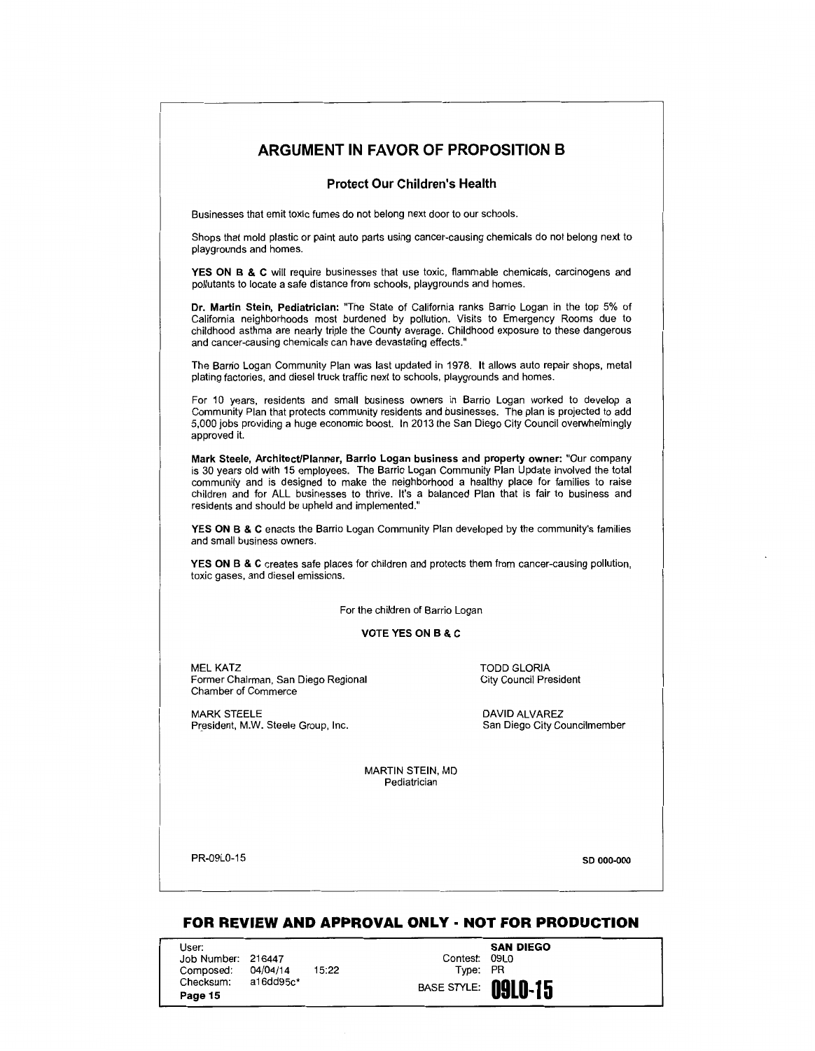# ARGUMENT IN FAVOR OF PROPOSITION B

## Protect Our Children's Health

Businesses that emit toxic fumes do not belong next door to our schools.

Shops that mold plastic or paint auto parts using cancer-causing chemicals do not belong next to playgrounds and homes.

**YES ON B & C** will require businesses that use toxic, flammable chemicals, carcinogens and pollutants to locate a safe distance from schools, playgrounds and homes.

**Dr. Martin Stein, Pediatrician:** "The State of California ranks Barrio Logan in the top 5% of California neighborhoods most burdened by pollution. Visits to Emergency Rooms due to childhood asthma are nearly triple the County average. Childhood exposure to these dangerous and cancer-causing chemicals can have devastating effects."

The Barrio Logan Community Plan was last updated in 1978. It allows auto repair shops, metal plating factories, and diesel truck traffic next to schools, playgrounds and homes.

For 10 years, residents and small business owners in Barrio Logan worked to develop a Community Plan that protects community residents and businesses. The plan is projected to add 5,000 jobs providing a huge economic boost. In 2013 the San Diego City Council overwhelmingly approved it.

**Mark Steele, Architect/Planner, Barrio Logan business and property owner:** "Our company is 30 years old with 15 employees. The Barrio Logan Community Plan Update involved the total community and is designed to make the neighborhood a healthy place for families to raise children and for ALL businesses to thrive. It's a balanced Plan that is fair to business and residents and should be upheld and implemented."

**YES ON B & C** enacts the Barrio Logan Community Plan developed by the community's families and small business owners.

**YES ON B & C** creates safe places for children and protects them from cancer-causing pollution, toxic gases, and diesel emissions.

For the children of Barrio Logan

**VOTE YES ON B & C**

MEL KATZ
Former Chairman, San Diego Regional Chamber of Commerce

TODD GLORIA
City Council President

MARK STEELE
President, M.W. Steele Group, Inc.

DAVID ALVAREZ
San Diego City Councilmember

MARTIN STEIN, MD
Pediatrician

PR-09L0-15

SD 000-000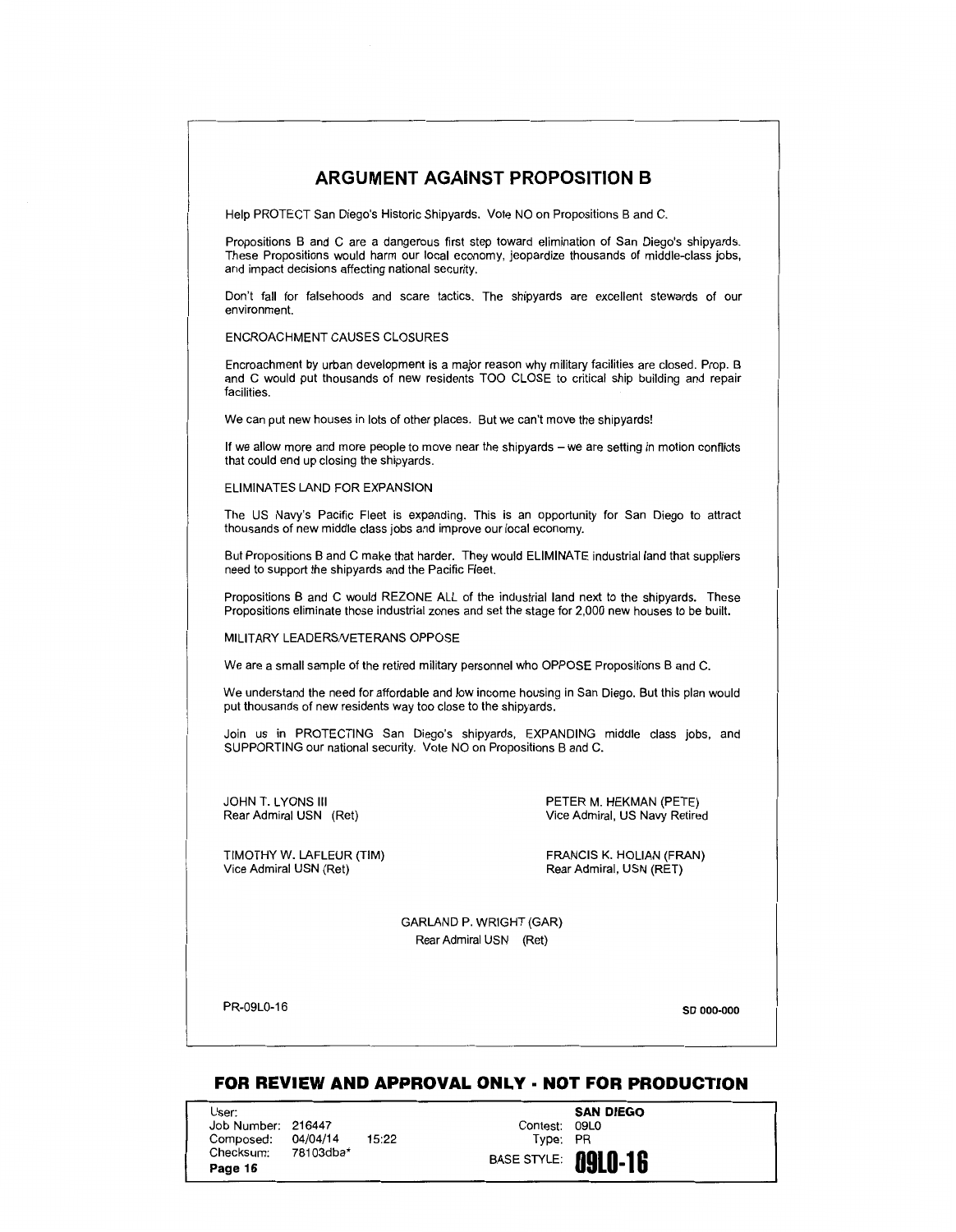## ARGUMENT AGAINST PROPOSITION B

Help PROTECT San Diego's Historic Shipyards. Vote NO on Propositions B and C.

Propositions B and C are a dangerous first step toward elimination of San Diego's shipyards. These Propositions would harm our local economy, jeopardize thousands of middle-class jobs, and impact decisions affecting national security.

Don't fall for falsehoods and scare tactics. The shipyards are excellent stewards of our environment.

ENCROACHMENT CAUSES CLOSURES

Encroachment by urban development is a major reason why military facilities are closed. Prop. B and C would put thousands of new residents TOO CLOSE to critical ship building and repair facilities.

We can put new houses in lots of other places. But we can't move the shipyards!

If we allow more and more people to move near the shipyards – we are setting in motion conflicts that could end up closing the shipyards.

ELIMINATES LAND FOR EXPANSION

The US Navy's Pacific Fleet is expanding. This is an opportunity for San Diego to attract thousands of new middle class jobs and improve our local economy.

But Propositions B and C make that harder. They would ELIMINATE industrial land that suppliers need to support the shipyards and the Pacific Fleet.

Propositions B and C would REZONE ALL of the industrial land next to the shipyards. These Propositions eliminate those industrial zones and set the stage for 2,000 new houses to be built.

MILITARY LEADERS/VETERANS OPPOSE

We are a small sample of the retired military personnel who OPPOSE Propositions B and C.

We understand the need for affordable and low income housing in San Diego. But this plan would put thousands of new residents way too close to the shipyards.

Join us in PROTECTING San Diego's shipyards, EXPANDING middle class jobs, and SUPPORTING our national security. Vote NO on Propositions B and C.

JOHN T. LYONS III
Rear Admiral USN (Ret)

PETER M. HEKMAN (PETE)
Vice Admiral, US Navy Retired

TIMOTHY W. LAFLEUR (TIM)
Vice Admiral USN (Ret)

FRANCIS K. HOLIAN (FRAN)
Rear Admiral, USN (RET)

GARLAND P. WRIGHT (GAR)
Rear Admiral USN (Ret)

PR-09L0-16

SD 000-000

**FOR REVIEW AND APPROVAL ONLY - NOT FOR PRODUCTION**

User:
Job Number: 216447
Composed: 04/04/14 15:22
Checksum: 78103dba*

SAN DIEGO
Contest: 09L0
Type: PR
BASE STYLE: 09L0-16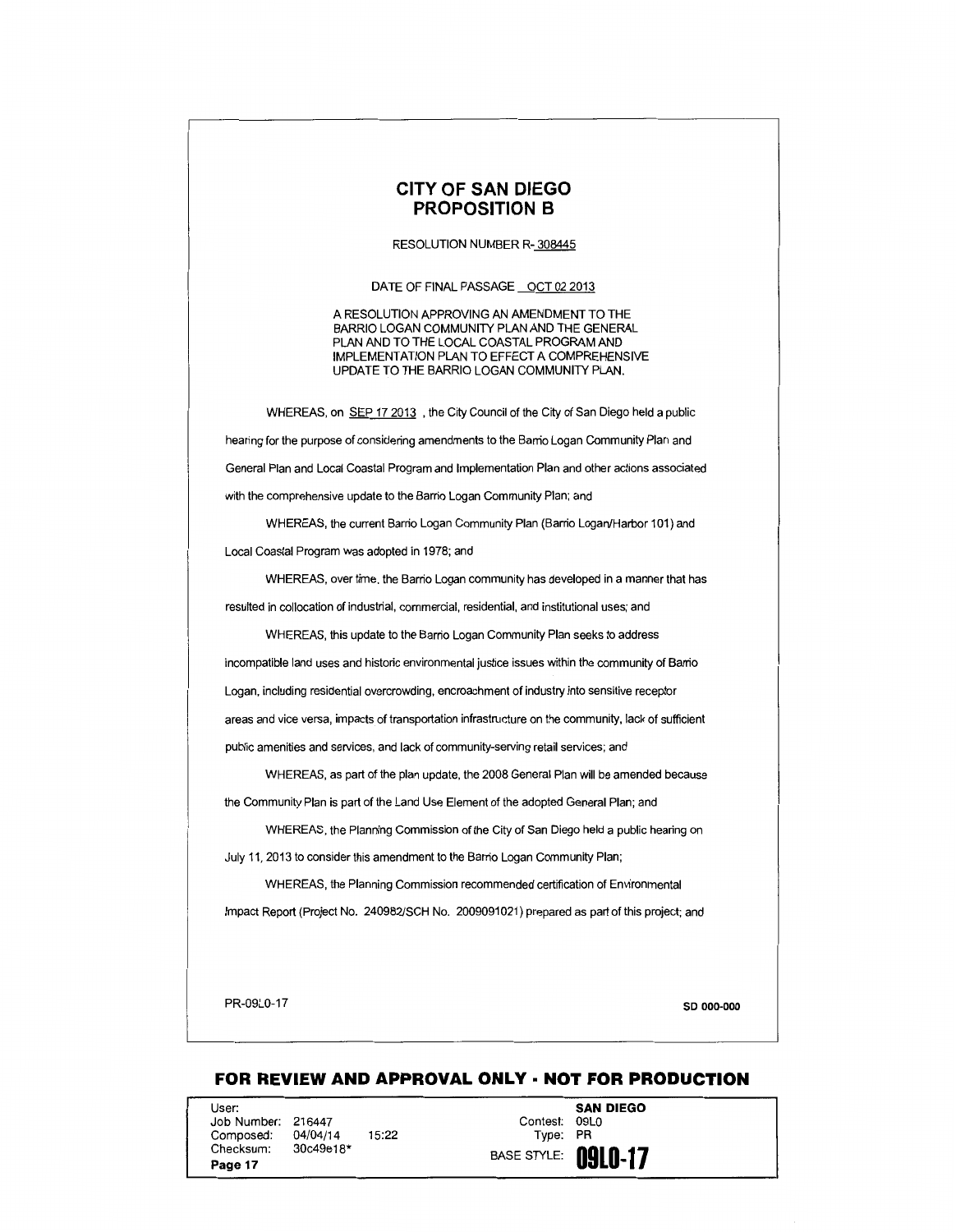# CITY OF SAN DIEGO
# PROPOSITION B

RESOLUTION NUMBER R-308445

DATE OF FINAL PASSAGE OCT 02 2013

A RESOLUTION APPROVING AN AMENDMENT TO THE BARRIO LOGAN COMMUNITY PLAN AND THE GENERAL PLAN AND TO THE LOCAL COASTAL PROGRAM AND IMPLEMENTATION PLAN TO EFFECT A COMPREHENSIVE UPDATE TO THE BARRIO LOGAN COMMUNITY PLAN.

WHEREAS, on SEP 17 2013 , the City Council of the City of San Diego held a public hearing for the purpose of considering amendments to the Barrio Logan Community Plan and General Plan and Local Coastal Program and Implementation Plan and other actions associated with the comprehensive update to the Barrio Logan Community Plan; and

WHEREAS, the current Barrio Logan Community Plan (Barrio Logan/Harbor 101) and Local Coastal Program was adopted in 1978; and

WHEREAS, over time, the Barrio Logan community has developed in a manner that has resulted in collocation of industrial, commercial, residential, and institutional uses; and

WHEREAS, this update to the Barrio Logan Community Plan seeks to address incompatible land uses and historic environmental justice issues within the community of Barrio Logan, including residential overcrowding, encroachment of industry into sensitive receptor areas and vice versa, impacts of transportation infrastructure on the community, lack of sufficient public amenities and services, and lack of community-serving retail services; and

WHEREAS, as part of the plan update, the 2008 General Plan will be amended because the Community Plan is part of the Land Use Element of the adopted General Plan; and

WHEREAS, the Planning Commission of the City of San Diego held a public hearing on July 11, 2013 to consider this amendment to the Barrio Logan Community Plan;

WHEREAS, the Planning Commission recommended certification of Environmental Impact Report (Project No. 240982/SCH No. 2009091021) prepared as part of this project; and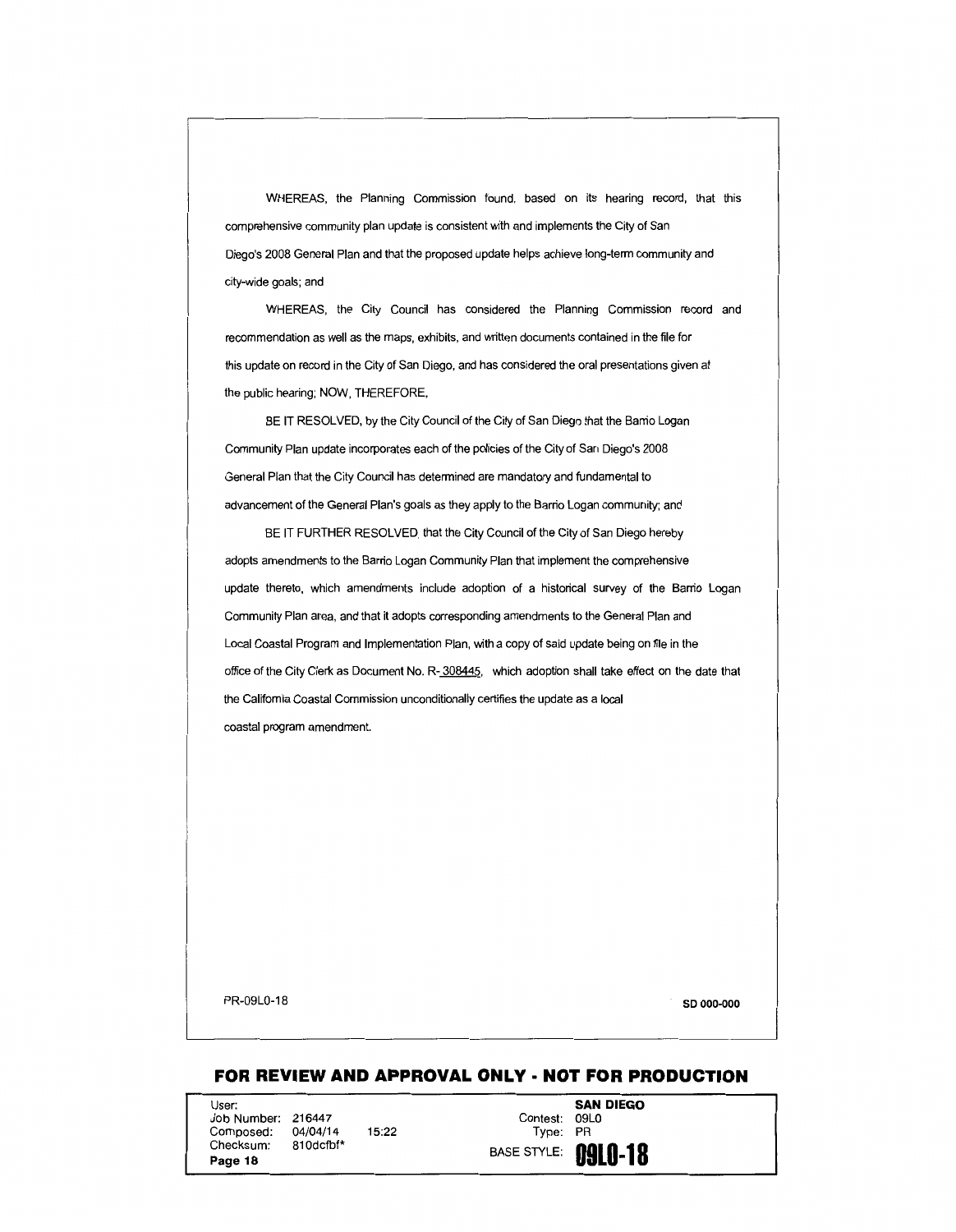WHEREAS, the Planning Commission found, based on its hearing record, that this comprehensive community plan update is consistent with and implements the City of San Diego's 2008 General Plan and that the proposed update helps achieve long-term community and city-wide goals; and

WHEREAS, the City Council has considered the Planning Commission record and recommendation as well as the maps, exhibits, and written documents contained in the file for this update on record in the City of San Diego, and has considered the oral presentations given at the public hearing; NOW, THEREFORE,

BE IT RESOLVED, by the City Council of the City of San Diego that the Barrio Logan Community Plan update incorporates each of the policies of the City of San Diego's 2008 General Plan that the City Council has determined are mandatory and fundamental to advancement of the General Plan's goals as they apply to the Barrio Logan community; and

BE IT FURTHER RESOLVED, that the City Council of the City of San Diego hereby adopts amendments to the Barrio Logan Community Plan that implement the comprehensive update thereto, which amendments include adoption of a historical survey of the Barrio Logan Community Plan area, and that it adopts corresponding amendments to the General Plan and Local Coastal Program and Implementation Plan, with a copy of said update being on file in the office of the City Clerk as Document No. R-308445, which adoption shall take effect on the date that the California Coastal Commission unconditionally certifies the update as a local coastal program amendment.

PR-09L0-18

SD 000-000

**FOR REVIEW AND APPROVAL ONLY - NOT FOR PRODUCTION**

| | | | | |
|---|---|---|---|---|
| User: | | | | **SAN DIEGO** |
| Job Number: | 216447 | | Contest: | 09L0 |
| Composed: | 04/04/14 | 15:22 | Type: | PR |
| Checksum: | 810dcfbf* | | BASE STYLE: | **09L0-18** |
| **Page 18** | | | | |